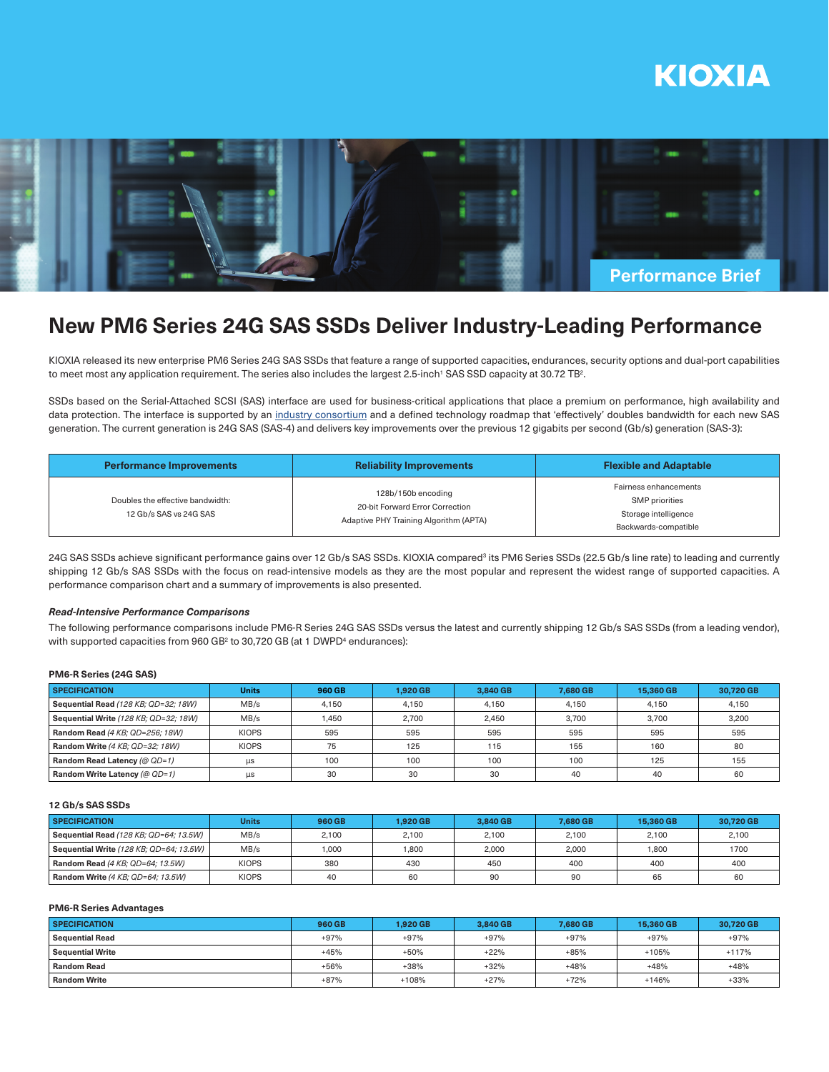KIOXIA

Performance Brief

# New PM6 Series 24G SAS SSDs Deliver Industry-Leading Performance

KIOXIA released its new enterprise PM6 Series 24G SAS SSDs that feature a range of supported capacities, endurances, security options and dual-port capabilities to meet most any application requirement. The series also includes the largest 2.5-inch[1] SAS SSD capacity at 30.72 TB[2].

SSDs based on the Serial-Attached SCSI (SAS) interface are used for business-critical applications that place a premium on performance, high availability and data protection. The interface is supported by an industry consortium and a defined technology roadmap that 'effectively' doubles bandwidth for each new SAS generation. The current generation is 24G SAS (SAS-4) and delivers key improvements over the previous 12 gigabits per second (Gb/s) generation (SAS-3):

| Performance Improvements | Reliability Improvements | Flexible and Adaptable |
|---|---|---|
| Doubles the effective bandwidth:<br>12 Gb/s SAS vs 24G SAS | 128b/150b encoding<br>20-bit Forward Error Correction<br>Adaptive PHY Training Algorithm (APTA) | Fairness enhancements<br>SMP priorities<br>Storage intelligence<br>Backwards-compatible |

24G SAS SSDs achieve significant performance gains over 12 Gb/s SAS SSDs. KIOXIA compared[3] its PM6 Series SSDs (22.5 Gb/s line rate) to leading and currently shipping 12 Gb/s SAS SSDs with the focus on read-intensive models as they are the most popular and represent the widest range of supported capacities. A performance comparison chart and a summary of improvements is also presented.

#### *Read-Intensive Performance Comparisons*

The following performance comparisons include PM6-R Series 24G SAS SSDs versus the latest and currently shipping 12 Gb/s SAS SSDs (from a leading vendor), with supported capacities from 960 GB[2] to 30,720 GB (at 1 DWPD[4] endurances):

**PM6-R Series (24G SAS)**

| SPECIFICATION | Units | 960 GB | 1,920 GB | 3,840 GB | 7,680 GB | 15,360 GB | 30,720 GB |
|---|---|---|---|---|---|---|---|
| **Sequential Read** *(128 KB; QD=32; 18W)* | MB/s | 4,150 | 4,150 | 4,150 | 4,150 | 4,150 | 4,150 |
| **Sequential Write** *(128 KB; QD=32; 18W)* | MB/s | 1,450 | 2,700 | 2,450 | 3,700 | 3,700 | 3,200 |
| **Random Read** *(4 KB; QD=256; 18W)* | KIOPS | 595 | 595 | 595 | 595 | 595 | 595 |
| **Random Write** *(4 KB; QD=32; 18W)* | KIOPS | 75 | 125 | 115 | 155 | 160 | 80 |
| **Random Read Latency** *(@ QD=1)* | μs | 100 | 100 | 100 | 100 | 125 | 155 |
| **Random Write Latency** *(@ QD=1)* | μs | 30 | 30 | 30 | 40 | 40 | 60 |

**12 Gb/s SAS SSDs**

| SPECIFICATION | Units | 960 GB | 1,920 GB | 3,840 GB | 7,680 GB | 15,360 GB | 30,720 GB |
|---|---|---|---|---|---|---|---|
| **Sequential Read** *(128 KB; QD=64; 13.5W)* | MB/s | 2,100 | 2,100 | 2,100 | 2,100 | 2,100 | 2,100 |
| **Sequential Write** *(128 KB; QD=64; 13.5W)* | MB/s | 1,000 | 1,800 | 2,000 | 2,000 | 1,800 | 1700 |
| **Random Read** *(4 KB; QD=64; 13.5W)* | KIOPS | 380 | 430 | 450 | 400 | 400 | 400 |
| **Random Write** *(4 KB; QD=64; 13.5W)* | KIOPS | 40 | 60 | 90 | 90 | 65 | 60 |

**PM6-R Series Advantages**

| SPECIFICATION | 960 GB | 1,920 GB | 3,840 GB | 7,680 GB | 15,360 GB | 30,720 GB |
|---|---|---|---|---|---|---|
| **Sequential Read** | +97% | +97% | +97% | +97% | +97% | +97% |
| **Sequential Write** | +45% | +50% | +22% | +85% | +105% | +117% |
| **Random Read** | +56% | +38% | +32% | +48% | +48% | +48% |
| **Random Write** | +87% | +108% | +27% | +72% | +146% | +33% |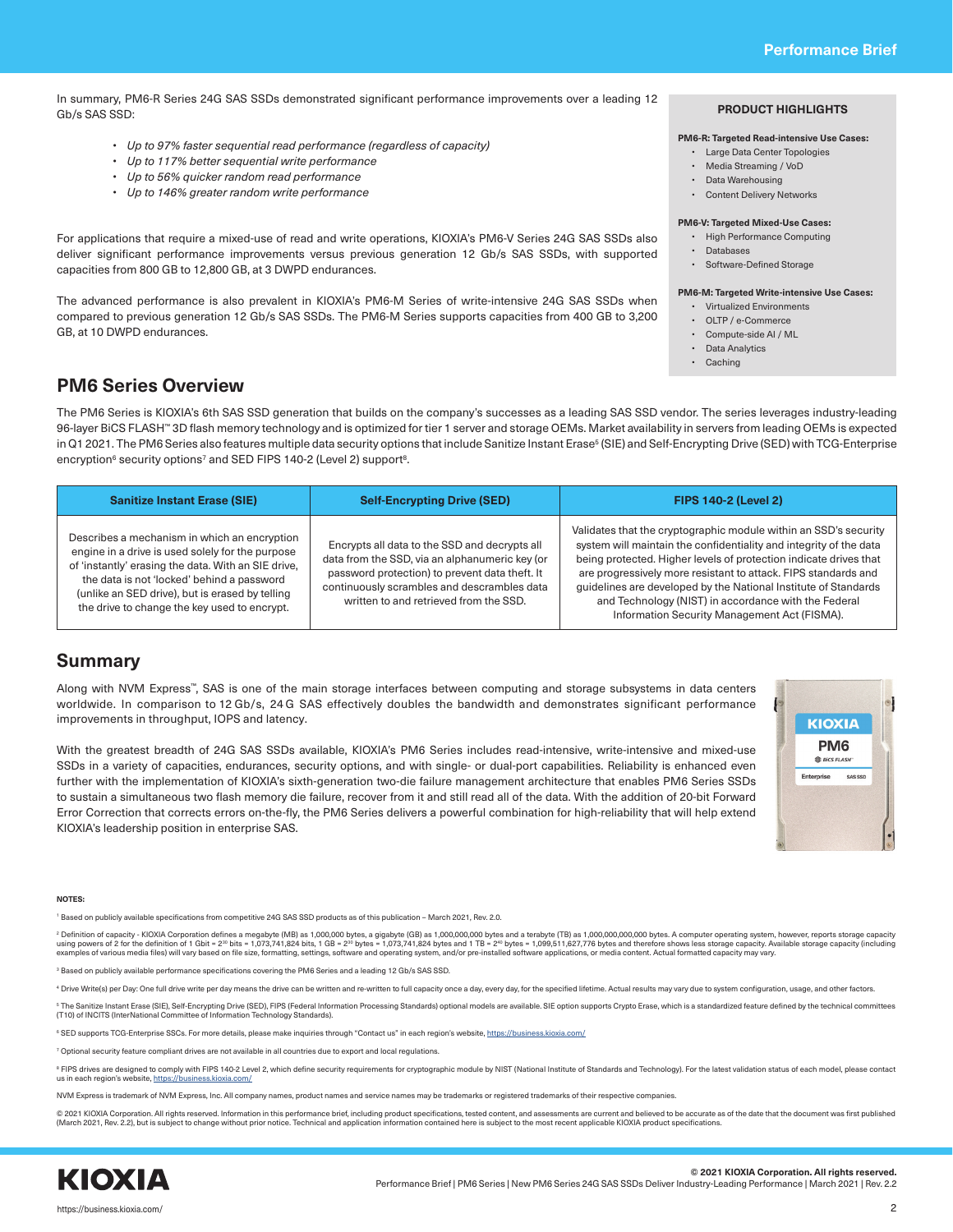In summary, PM6-R Series 24G SAS SSDs demonstrated significant performance improvements over a leading 12 Gb/s SAS SSD:

- *Up to 97% faster sequential read performance (regardless of capacity)*
- *Up to 117% better sequential write performance*
- *Up to 56% quicker random read performance*
- *Up to 146% greater random write performance*

For applications that require a mixed-use of read and write operations, KIOXIA's PM6-V Series 24G SAS SSDs also deliver significant performance improvements versus previous generation 12 Gb/s SAS SSDs, with supported capacities from 800 GB to 12,800 GB, at 3 DWPD endurances.

The advanced performance is also prevalent in KIOXIA's PM6-M Series of write-intensive 24G SAS SSDs when compared to previous generation 12 Gb/s SAS SSDs. The PM6-M Series supports capacities from 400 GB to 3,200 GB, at 10 DWPD endurances.

**PRODUCT HIGHLIGHTS**

**PM6-R: Targeted Read-intensive Use Cases:**
- Large Data Center Topologies
- Media Streaming / VoD
- Data Warehousing
- Content Delivery Networks

**PM6-V: Targeted Mixed-Use Cases:**
- High Performance Computing
- Databases
- Software-Defined Storage

**PM6-M: Targeted Write-intensive Use Cases:**
- Virtualized Environments
- OLTP / e-Commerce
- Compute-side AI / ML
- Data Analytics
- Caching

## PM6 Series Overview

The PM6 Series is KIOXIA's 6th SAS SSD generation that builds on the company's successes as a leading SAS SSD vendor. The series leverages industry-leading 96-layer BiCS FLASH™ 3D flash memory technology and is optimized for tier 1 server and storage OEMs. Market availability in servers from leading OEMs is expected in Q1 2021. The PM6 Series also features multiple data security options that include Sanitize Instant Erase[5] (SIE) and Self-Encrypting Drive (SED) with TCG-Enterprise encryption[6] security options[7] and SED FIPS 140-2 (Level 2) support[8].

| Sanitize Instant Erase (SIE) | Self-Encrypting Drive (SED) | FIPS 140-2 (Level 2) |
|---|---|---|
| Describes a mechanism in which an encryption engine in a drive is used solely for the purpose of 'instantly' erasing the data. With an SIE drive, the data is not 'locked' behind a password (unlike an SED drive), but is erased by telling the drive to change the key used to encrypt. | Encrypts all data to the SSD and decrypts all data from the SSD, via an alphanumeric key (or password protection) to prevent data theft. It continuously scrambles and descrambles data written to and retrieved from the SSD. | Validates that the cryptographic module within an SSD's security system will maintain the confidentiality and integrity of the data being protected. Higher levels of protection indicate drives that are progressively more resistant to attack. FIPS standards and guidelines are developed by the National Institute of Standards and Technology (NIST) in accordance with the Federal Information Security Management Act (FISMA). |

## Summary

Along with NVM Express™, SAS is one of the main storage interfaces between computing and storage subsystems in data centers worldwide. In comparison to 12 Gb/s, 24 G SAS effectively doubles the bandwidth and demonstrates significant performance improvements in throughput, IOPS and latency.

With the greatest breadth of 24G SAS SSDs available, KIOXIA's PM6 Series includes read-intensive, write-intensive and mixed-use SSDs in a variety of capacities, endurances, security options, and with single- or dual-port capabilities. Reliability is enhanced even further with the implementation of KIOXIA's sixth-generation two-die failure management architecture that enables PM6 Series SSDs to sustain a simultaneous two flash memory die failure, recover from it and still read all of the data. With the addition of 20-bit Forward Error Correction that corrects errors on-the-fly, the PM6 Series delivers a powerful combination for high-reliability that will help extend KIOXIA's leadership position in enterprise SAS.

**NOTES:**

[1] Based on publicly available specifications from competitive 24G SAS SSD products as of this publication – March 2021, Rev. 2.0.

[2] Definition of capacity - KIOXIA Corporation defines a megabyte (MB) as 1,000,000 bytes, a gigabyte (GB) as 1,000,000,000 bytes and a terabyte (TB) as 1,000,000,000,000 bytes. A computer operating system, however, reports storage capacity using powers of 2 for the definition of 1 Gbit = $2^{30}$ bits = 1,073,741,824 bits, 1 GB = $2^{30}$ bytes = 1,073,741,824 bytes and 1 TB = $2^{40}$ bytes = 1,099,511,627,776 bytes and therefore shows less storage capacity. Available storage capacity (including examples of various media files) will vary based on file size, formatting, settings, software and operating system, and/or pre-installed software applications, or media content. Actual formatted capacity may vary.

[3] Based on publicly available performance specifications covering the PM6 Series and a leading 12 Gb/s SAS SSD.

[4] Drive Write(s) per Day: One full drive write per day means the drive can be written and re-written to full capacity once a day, every day, for the specified lifetime. Actual results may vary due to system configuration, usage, and other factors.

[5] The Sanitize Instant Erase (SIE), Self-Encrypting Drive (SED), FIPS (Federal Information Processing Standards) optional models are available. SIE option supports Crypto Erase, which is a standardized feature defined by the technical committees (T10) of INCITS (InterNational Committee of Information Technology Standards).

[6] SED supports TCG-Enterprise SSCs. For more details, please make inquiries through "Contact us" in each region's website, https://business.kioxia.com/

[7] Optional security feature compliant drives are not available in all countries due to export and local regulations.

[8] FIPS drives are designed to comply with FIPS 140-2 Level 2, which define security requirements for cryptographic module by NIST (National Institute of Standards and Technology). For the latest validation status of each model, please contact us in each region's website, https://business.kioxia.com/

NVM Express is trademark of NVM Express, Inc. All company names, product names and service names may be trademarks or registered trademarks of their respective companies.

© 2021 KIOXIA Corporation. All rights reserved. Information in this performance brief, including product specifications, tested content, and assessments are current and believed to be accurate as of the date that the document was first published (March 2021, Rev. 2.2), but is subject to change without prior notice. Technical and application information contained here is subject to the most recent applicable KIOXIA product specifications.